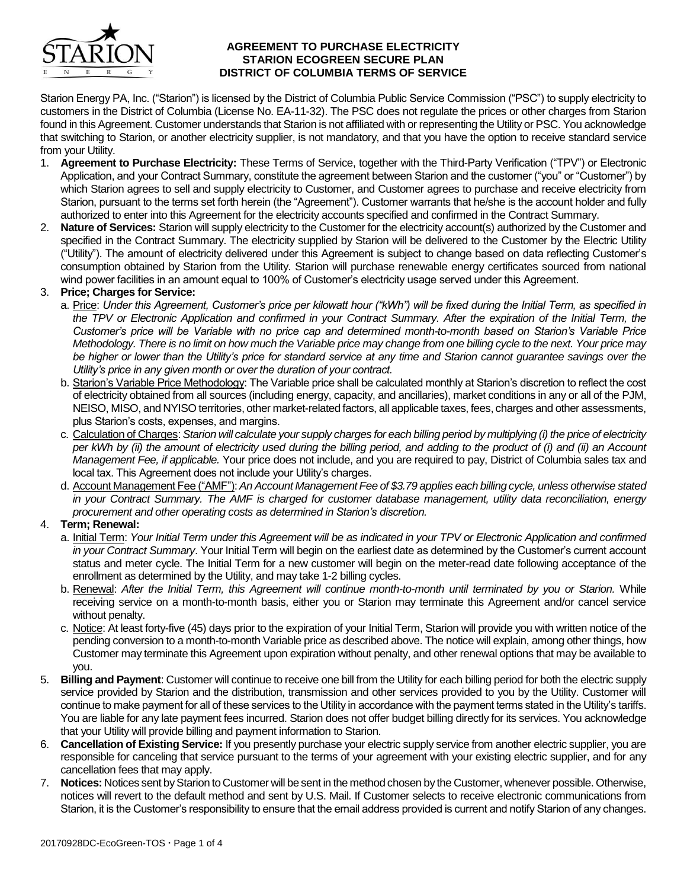# AGREEMENT TO PURCHASE ELECTRICITY
## STARION ECOGREEN SECURE PLAN
## DISTRICT OF COLUMBIA TERMS OF SERVICE

Starion Energy PA, Inc. ("Starion") is licensed by the District of Columbia Public Service Commission ("PSC") to supply electricity to customers in the District of Columbia (License No. EA-11-32). The PSC does not regulate the prices or other charges from Starion found in this Agreement. Customer understands that Starion is not affiliated with or representing the Utility or PSC. You acknowledge that switching to Starion, or another electricity supplier, is not mandatory, and that you have the option to receive standard service from your Utility.

1. **Agreement to Purchase Electricity:** These Terms of Service, together with the Third-Party Verification ("TPV") or Electronic Application, and your Contract Summary, constitute the agreement between Starion and the customer ("you" or "Customer") by which Starion agrees to sell and supply electricity to Customer, and Customer agrees to purchase and receive electricity from Starion, pursuant to the terms set forth herein (the "Agreement"). Customer warrants that he/she is the account holder and fully authorized to enter into this Agreement for the electricity accounts specified and confirmed in the Contract Summary.
2. **Nature of Services:** Starion will supply electricity to the Customer for the electricity account(s) authorized by the Customer and specified in the Contract Summary. The electricity supplied by Starion will be delivered to the Customer by the Electric Utility ("Utility"). The amount of electricity delivered under this Agreement is subject to change based on data reflecting Customer's consumption obtained by Starion from the Utility. Starion will purchase renewable energy certificates sourced from national wind power facilities in an amount equal to 100% of Customer's electricity usage served under this Agreement.
3. **Price; Charges for Service:**
   a. Price: *Under this Agreement, Customer's price per kilowatt hour ("kWh") will be fixed during the Initial Term, as specified in the TPV or Electronic Application and confirmed in your Contract Summary. After the expiration of the Initial Term, the Customer's price will be Variable with no price cap and determined month-to-month based on Starion's Variable Price Methodology. There is no limit on how much the Variable price may change from one billing cycle to the next. Your price may be higher or lower than the Utility's price for standard service at any time and Starion cannot guarantee savings over the Utility's price in any given month or over the duration of your contract.*
   b. Starion's Variable Price Methodology: The Variable price shall be calculated monthly at Starion's discretion to reflect the cost of electricity obtained from all sources (including energy, capacity, and ancillaries), market conditions in any or all of the PJM, NEISO, MISO, and NYISO territories, other market-related factors, all applicable taxes, fees, charges and other assessments, plus Starion's costs, expenses, and margins.
   c. Calculation of Charges: *Starion will calculate your supply charges for each billing period by multiplying (i) the price of electricity per kWh by (ii) the amount of electricity used during the billing period, and adding to the product of (i) and (ii) an Account Management Fee, if applicable.* Your price does not include, and you are required to pay, District of Columbia sales tax and local tax. This Agreement does not include your Utility's charges.
   d. Account Management Fee ("AMF"): *An Account Management Fee of $3.79 applies each billing cycle, unless otherwise stated in your Contract Summary. The AMF is charged for customer database management, utility data reconciliation, energy procurement and other operating costs as determined in Starion's discretion.*
4. **Term; Renewal:**
   a. Initial Term: *Your Initial Term under this Agreement will be as indicated in your TPV or Electronic Application and confirmed in your Contract Summary*. Your Initial Term will begin on the earliest date as determined by the Customer's current account status and meter cycle. The Initial Term for a new customer will begin on the meter-read date following acceptance of the enrollment as determined by the Utility, and may take 1-2 billing cycles.
   b. Renewal: *After the Initial Term, this Agreement will continue month-to-month until terminated by you or Starion.* While receiving service on a month-to-month basis, either you or Starion may terminate this Agreement and/or cancel service without penalty.
   c. Notice: At least forty-five (45) days prior to the expiration of your Initial Term, Starion will provide you with written notice of the pending conversion to a month-to-month Variable price as described above. The notice will explain, among other things, how Customer may terminate this Agreement upon expiration without penalty, and other renewal options that may be available to you.
5. **Billing and Payment**: Customer will continue to receive one bill from the Utility for each billing period for both the electric supply service provided by Starion and the distribution, transmission and other services provided to you by the Utility. Customer will continue to make payment for all of these services to the Utility in accordance with the payment terms stated in the Utility's tariffs. You are liable for any late payment fees incurred. Starion does not offer budget billing directly for its services. You acknowledge that your Utility will provide billing and payment information to Starion.
6. **Cancellation of Existing Service:** If you presently purchase your electric supply service from another electric supplier, you are responsible for canceling that service pursuant to the terms of your agreement with your existing electric supplier, and for any cancellation fees that may apply.
7. **Notices:** Notices sent by Starion to Customer will be sent in the method chosen by the Customer, whenever possible. Otherwise, notices will revert to the default method and sent by U.S. Mail. If Customer selects to receive electronic communications from Starion, it is the Customer's responsibility to ensure that the email address provided is current and notify Starion of any changes.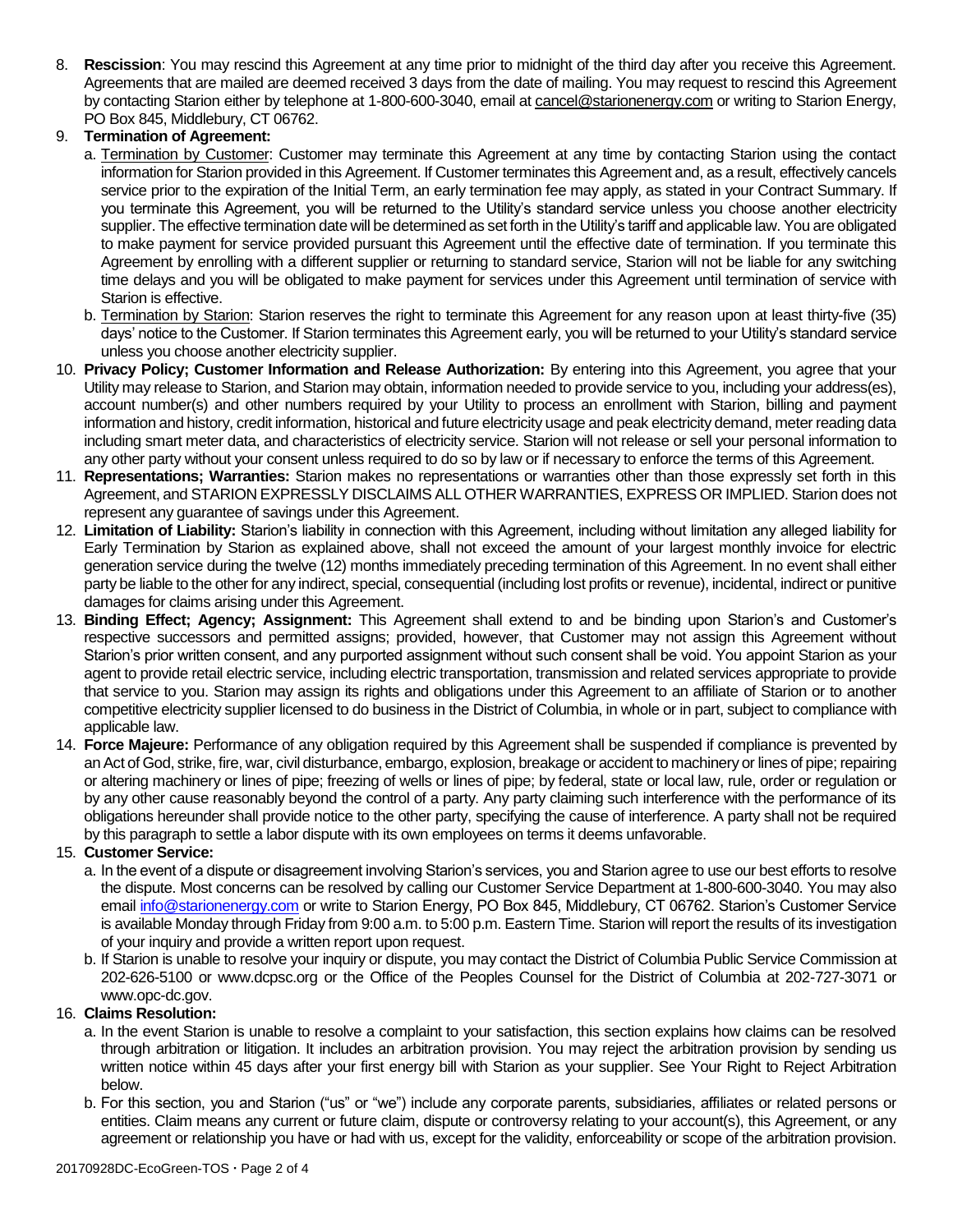8. **Rescission**: You may rescind this Agreement at any time prior to midnight of the third day after you receive this Agreement. Agreements that are mailed are deemed received 3 days from the date of mailing. You may request to rescind this Agreement by contacting Starion either by telephone at 1-800-600-3040, email at cancel@starionenergy.com or writing to Starion Energy, PO Box 845, Middlebury, CT 06762.
9. **Termination of Agreement:**
   a. Termination by Customer: Customer may terminate this Agreement at any time by contacting Starion using the contact information for Starion provided in this Agreement. If Customer terminates this Agreement and, as a result, effectively cancels service prior to the expiration of the Initial Term, an early termination fee may apply, as stated in your Contract Summary. If you terminate this Agreement, you will be returned to the Utility's standard service unless you choose another electricity supplier. The effective termination date will be determined as set forth in the Utility's tariff and applicable law. You are obligated to make payment for service provided pursuant this Agreement until the effective date of termination. If you terminate this Agreement by enrolling with a different supplier or returning to standard service, Starion will not be liable for any switching time delays and you will be obligated to make payment for services under this Agreement until termination of service with Starion is effective.
   b. Termination by Starion: Starion reserves the right to terminate this Agreement for any reason upon at least thirty-five (35) days' notice to the Customer. If Starion terminates this Agreement early, you will be returned to your Utility's standard service unless you choose another electricity supplier.
10. **Privacy Policy; Customer Information and Release Authorization:** By entering into this Agreement, you agree that your Utility may release to Starion, and Starion may obtain, information needed to provide service to you, including your address(es), account number(s) and other numbers required by your Utility to process an enrollment with Starion, billing and payment information and history, credit information, historical and future electricity usage and peak electricity demand, meter reading data including smart meter data, and characteristics of electricity service. Starion will not release or sell your personal information to any other party without your consent unless required to do so by law or if necessary to enforce the terms of this Agreement.
11. **Representations; Warranties:** Starion makes no representations or warranties other than those expressly set forth in this Agreement, and STARION EXPRESSLY DISCLAIMS ALL OTHER WARRANTIES, EXPRESS OR IMPLIED. Starion does not represent any guarantee of savings under this Agreement.
12. **Limitation of Liability:** Starion's liability in connection with this Agreement, including without limitation any alleged liability for Early Termination by Starion as explained above, shall not exceed the amount of your largest monthly invoice for electric generation service during the twelve (12) months immediately preceding termination of this Agreement. In no event shall either party be liable to the other for any indirect, special, consequential (including lost profits or revenue), incidental, indirect or punitive damages for claims arising under this Agreement.
13. **Binding Effect; Agency; Assignment:** This Agreement shall extend to and be binding upon Starion's and Customer's respective successors and permitted assigns; provided, however, that Customer may not assign this Agreement without Starion's prior written consent, and any purported assignment without such consent shall be void. You appoint Starion as your agent to provide retail electric service, including electric transportation, transmission and related services appropriate to provide that service to you. Starion may assign its rights and obligations under this Agreement to an affiliate of Starion or to another competitive electricity supplier licensed to do business in the District of Columbia, in whole or in part, subject to compliance with applicable law.
14. **Force Majeure:** Performance of any obligation required by this Agreement shall be suspended if compliance is prevented by an Act of God, strike, fire, war, civil disturbance, embargo, explosion, breakage or accident to machinery or lines of pipe; repairing or altering machinery or lines of pipe; freezing of wells or lines of pipe; by federal, state or local law, rule, order or regulation or by any other cause reasonably beyond the control of a party. Any party claiming such interference with the performance of its obligations hereunder shall provide notice to the other party, specifying the cause of interference. A party shall not be required by this paragraph to settle a labor dispute with its own employees on terms it deems unfavorable.
15. **Customer Service:**
   a. In the event of a dispute or disagreement involving Starion's services, you and Starion agree to use our best efforts to resolve the dispute. Most concerns can be resolved by calling our Customer Service Department at 1-800-600-3040. You may also email info@starionenergy.com or write to Starion Energy, PO Box 845, Middlebury, CT 06762. Starion's Customer Service is available Monday through Friday from 9:00 a.m. to 5:00 p.m. Eastern Time. Starion will report the results of its investigation of your inquiry and provide a written report upon request.
   b. If Starion is unable to resolve your inquiry or dispute, you may contact the District of Columbia Public Service Commission at 202-626-5100 or www.dcpsc.org or the Office of the Peoples Counsel for the District of Columbia at 202-727-3071 or www.opc-dc.gov.
16. **Claims Resolution:**
   a. In the event Starion is unable to resolve a complaint to your satisfaction, this section explains how claims can be resolved through arbitration or litigation. It includes an arbitration provision. You may reject the arbitration provision by sending us written notice within 45 days after your first energy bill with Starion as your supplier. See Your Right to Reject Arbitration below.
   b. For this section, you and Starion ("us" or "we") include any corporate parents, subsidiaries, affiliates or related persons or entities. Claim means any current or future claim, dispute or controversy relating to your account(s), this Agreement, or any agreement or relationship you have or had with us, except for the validity, enforceability or scope of the arbitration provision.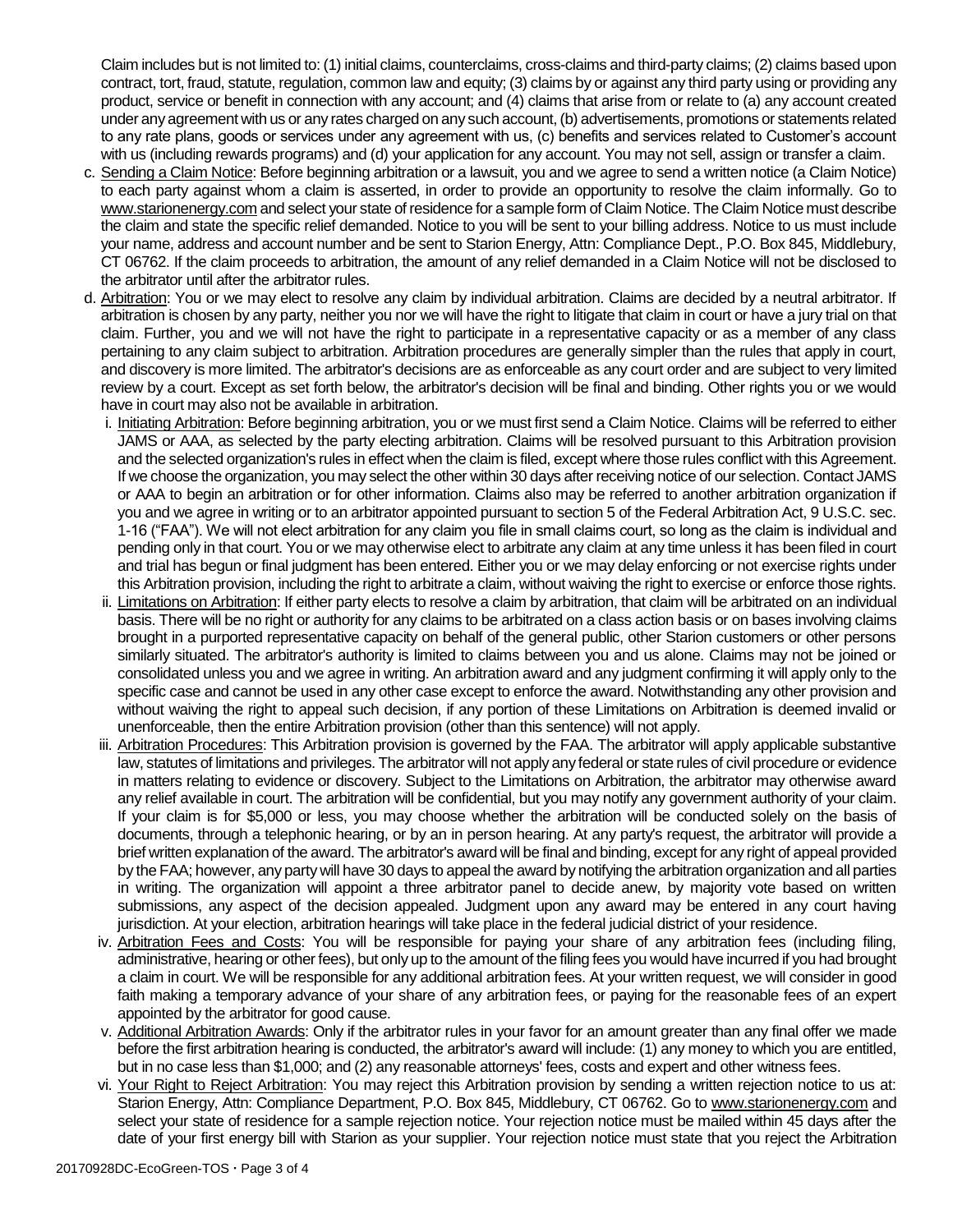Claim includes but is not limited to: (1) initial claims, counterclaims, cross-claims and third-party claims; (2) claims based upon contract, tort, fraud, statute, regulation, common law and equity; (3) claims by or against any third party using or providing any product, service or benefit in connection with any account; and (4) claims that arise from or relate to (a) any account created under any agreement with us or any rates charged on any such account, (b) advertisements, promotions or statements related to any rate plans, goods or services under any agreement with us, (c) benefits and services related to Customer's account with us (including rewards programs) and (d) your application for any account. You may not sell, assign or transfer a claim.

c. Sending a Claim Notice: Before beginning arbitration or a lawsuit, you and we agree to send a written notice (a Claim Notice) to each party against whom a claim is asserted, in order to provide an opportunity to resolve the claim informally. Go to www.starionenergy.com and select your state of residence for a sample form of Claim Notice. The Claim Notice must describe the claim and state the specific relief demanded. Notice to you will be sent to your billing address. Notice to us must include your name, address and account number and be sent to Starion Energy, Attn: Compliance Dept., P.O. Box 845, Middlebury, CT 06762. If the claim proceeds to arbitration, the amount of any relief demanded in a Claim Notice will not be disclosed to the arbitrator until after the arbitrator rules.

d. Arbitration: You or we may elect to resolve any claim by individual arbitration. Claims are decided by a neutral arbitrator. If arbitration is chosen by any party, neither you nor we will have the right to litigate that claim in court or have a jury trial on that claim. Further, you and we will not have the right to participate in a representative capacity or as a member of any class pertaining to any claim subject to arbitration. Arbitration procedures are generally simpler than the rules that apply in court, and discovery is more limited. The arbitrator's decisions are as enforceable as any court order and are subject to very limited review by a court. Except as set forth below, the arbitrator's decision will be final and binding. Other rights you or we would have in court may also not be available in arbitration.

   i. Initiating Arbitration: Before beginning arbitration, you or we must first send a Claim Notice. Claims will be referred to either JAMS or AAA, as selected by the party electing arbitration. Claims will be resolved pursuant to this Arbitration provision and the selected organization's rules in effect when the claim is filed, except where those rules conflict with this Agreement. If we choose the organization, you may select the other within 30 days after receiving notice of our selection. Contact JAMS or AAA to begin an arbitration or for other information. Claims also may be referred to another arbitration organization if you and we agree in writing or to an arbitrator appointed pursuant to section 5 of the Federal Arbitration Act, 9 U.S.C. sec. 1-16 ("FAA"). We will not elect arbitration for any claim you file in small claims court, so long as the claim is individual and pending only in that court. You or we may otherwise elect to arbitrate any claim at any time unless it has been filed in court and trial has begun or final judgment has been entered. Either you or we may delay enforcing or not exercise rights under this Arbitration provision, including the right to arbitrate a claim, without waiving the right to exercise or enforce those rights.

   ii. Limitations on Arbitration: If either party elects to resolve a claim by arbitration, that claim will be arbitrated on an individual basis. There will be no right or authority for any claims to be arbitrated on a class action basis or on bases involving claims brought in a purported representative capacity on behalf of the general public, other Starion customers or other persons similarly situated. The arbitrator's authority is limited to claims between you and us alone. Claims may not be joined or consolidated unless you and we agree in writing. An arbitration award and any judgment confirming it will apply only to the specific case and cannot be used in any other case except to enforce the award. Notwithstanding any other provision and without waiving the right to appeal such decision, if any portion of these Limitations on Arbitration is deemed invalid or unenforceable, then the entire Arbitration provision (other than this sentence) will not apply.

   iii. Arbitration Procedures: This Arbitration provision is governed by the FAA. The arbitrator will apply applicable substantive law, statutes of limitations and privileges. The arbitrator will not apply any federal or state rules of civil procedure or evidence in matters relating to evidence or discovery. Subject to the Limitations on Arbitration, the arbitrator may otherwise award any relief available in court. The arbitration will be confidential, but you may notify any government authority of your claim. If your claim is for $5,000 or less, you may choose whether the arbitration will be conducted solely on the basis of documents, through a telephonic hearing, or by an in person hearing. At any party's request, the arbitrator will provide a brief written explanation of the award. The arbitrator's award will be final and binding, except for any right of appeal provided by the FAA; however, any party will have 30 days to appeal the award by notifying the arbitration organization and all parties in writing. The organization will appoint a three arbitrator panel to decide anew, by majority vote based on written submissions, any aspect of the decision appealed. Judgment upon any award may be entered in any court having jurisdiction. At your election, arbitration hearings will take place in the federal judicial district of your residence.

   iv. Arbitration Fees and Costs: You will be responsible for paying your share of any arbitration fees (including filing, administrative, hearing or other fees), but only up to the amount of the filing fees you would have incurred if you had brought a claim in court. We will be responsible for any additional arbitration fees. At your written request, we will consider in good faith making a temporary advance of your share of any arbitration fees, or paying for the reasonable fees of an expert appointed by the arbitrator for good cause.

   v. Additional Arbitration Awards: Only if the arbitrator rules in your favor for an amount greater than any final offer we made before the first arbitration hearing is conducted, the arbitrator's award will include: (1) any money to which you are entitled, but in no case less than $1,000; and (2) any reasonable attorneys' fees, costs and expert and other witness fees.

   vi. Your Right to Reject Arbitration: You may reject this Arbitration provision by sending a written rejection notice to us at: Starion Energy, Attn: Compliance Department, P.O. Box 845, Middlebury, CT 06762. Go to www.starionenergy.com and select your state of residence for a sample rejection notice. Your rejection notice must be mailed within 45 days after the date of your first energy bill with Starion as your supplier. Your rejection notice must state that you reject the Arbitration

20170928DC-EcoGreen-TOS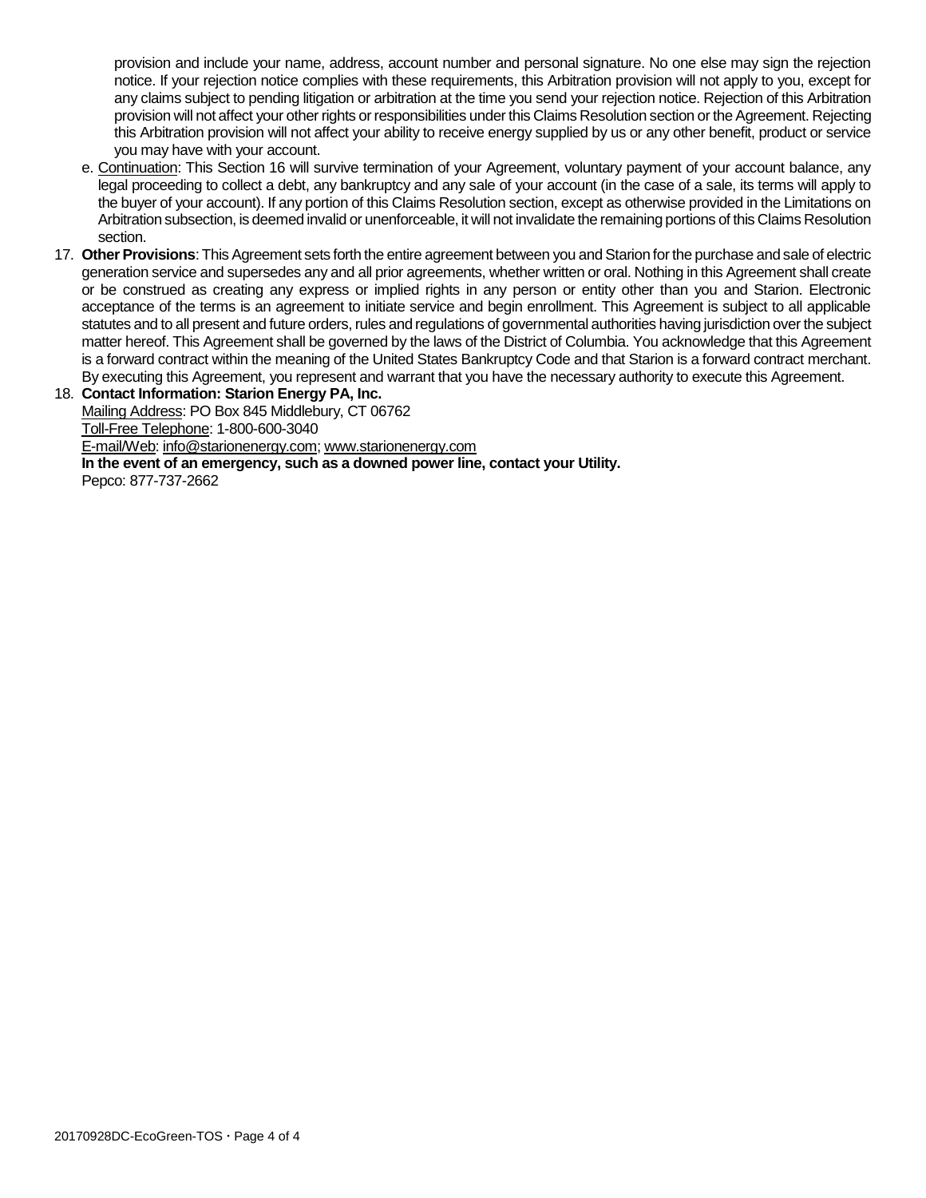provision and include your name, address, account number and personal signature. No one else may sign the rejection notice. If your rejection notice complies with these requirements, this Arbitration provision will not apply to you, except for any claims subject to pending litigation or arbitration at the time you send your rejection notice. Rejection of this Arbitration provision will not affect your other rights or responsibilities under this Claims Resolution section or the Agreement. Rejecting this Arbitration provision will not affect your ability to receive energy supplied by us or any other benefit, product or service you may have with your account.

e. Continuation: This Section 16 will survive termination of your Agreement, voluntary payment of your account balance, any legal proceeding to collect a debt, any bankruptcy and any sale of your account (in the case of a sale, its terms will apply to the buyer of your account). If any portion of this Claims Resolution section, except as otherwise provided in the Limitations on Arbitration subsection, is deemed invalid or unenforceable, it will not invalidate the remaining portions of this Claims Resolution section.

17. **Other Provisions**: This Agreement sets forth the entire agreement between you and Starion for the purchase and sale of electric generation service and supersedes any and all prior agreements, whether written or oral. Nothing in this Agreement shall create or be construed as creating any express or implied rights in any person or entity other than you and Starion. Electronic acceptance of the terms is an agreement to initiate service and begin enrollment. This Agreement is subject to all applicable statutes and to all present and future orders, rules and regulations of governmental authorities having jurisdiction over the subject matter hereof. This Agreement shall be governed by the laws of the District of Columbia. You acknowledge that this Agreement is a forward contract within the meaning of the United States Bankruptcy Code and that Starion is a forward contract merchant. By executing this Agreement, you represent and warrant that you have the necessary authority to execute this Agreement.

18. **Contact Information: Starion Energy PA, Inc.**
    Mailing Address: PO Box 845 Middlebury, CT 06762
    Toll-Free Telephone: 1-800-600-3040
    E-mail/Web: info@starionenergy.com; www.starionenergy.com
    **In the event of an emergency, such as a downed power line, contact your Utility.**
    Pepco: 877-737-2662

20170928DC-EcoGreen-TOS